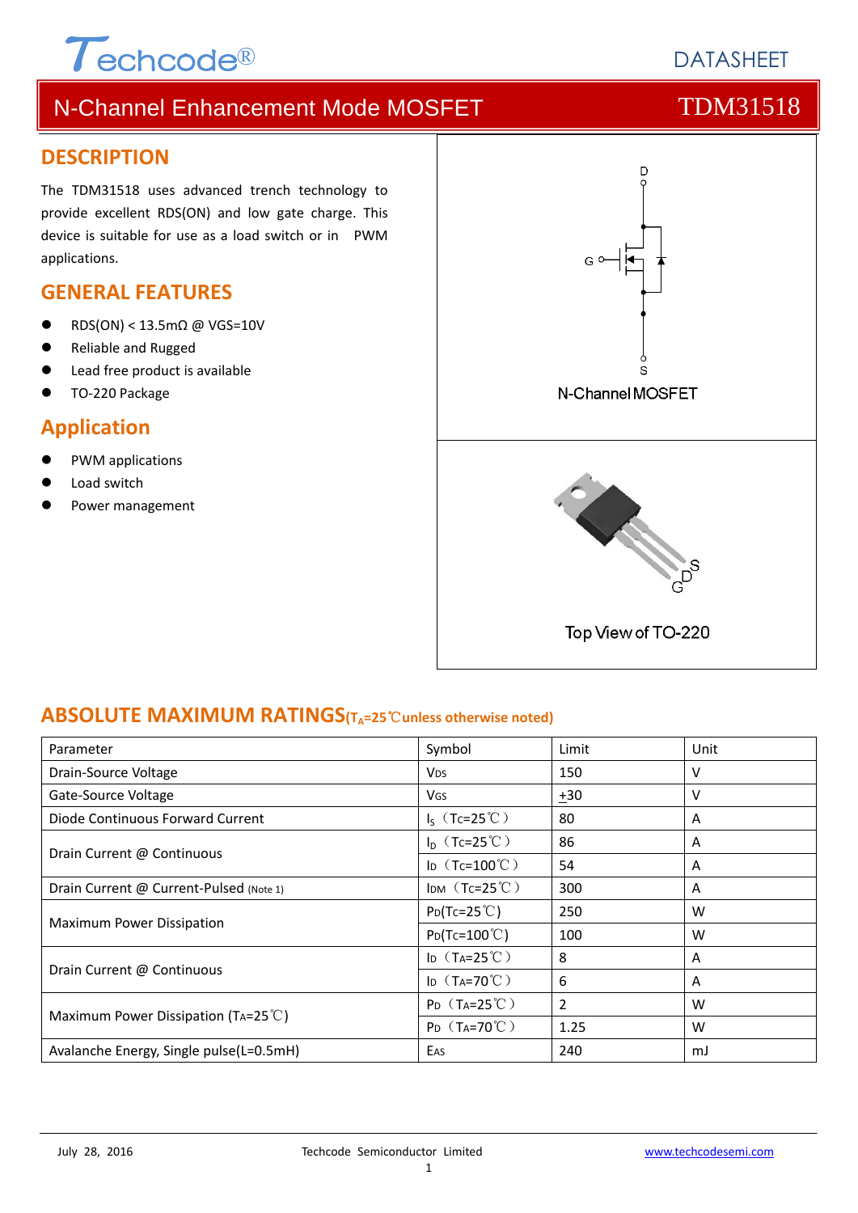# Techcode®

DATASHEET

## N-Channel Enhancement Mode MOSFET — TDM31518

## DESCRIPTION

The TDM31518 uses advanced trench technology to provide excellent RDS(ON) and low gate charge. This device is suitable for use as a load switch or in PWM applications.

## GENERAL FEATURES

- RDS(ON) < 13.5mΩ @ VGS=10V
- Reliable and Rugged
- Lead free product is available
- TO-220 Package

## Application

- PWM applications
- Load switch
- Power management

N-Channel MOSFET

Top View of TO-220

## ABSOLUTE MAXIMUM RATINGS($T_A$=25℃unless otherwise noted)

| Parameter | Symbol | Limit | Unit |
|---|---|---|---|
| Drain-Source Voltage | $V_{DS}$ | 150 | V |
| Gate-Source Voltage | $V_{GS}$ | ±30 | V |
| Diode Continuous Forward Current | $I_S$（Tc=25℃） | 80 | A |
| Drain Current @ Continuous | $I_D$（Tc=25℃） | 86 | A |
| | $I_D$（Tc=100℃） | 54 | A |
| Drain Current @ Current-Pulsed (Note 1) | $I_{DM}$（Tc=25℃） | 300 | A |
| Maximum Power Dissipation | $P_D$(Tc=25℃) | 250 | W |
| | $P_D$(Tc=100℃) | 100 | W |
| Drain Current @ Continuous | $I_D$（$T_A$=25℃） | 8 | A |
| | $I_D$（$T_A$=70℃） | 6 | A |
| Maximum Power Dissipation ($T_A$=25℃) | $P_D$（$T_A$=25℃） | 2 | W |
| | $P_D$（$T_A$=70℃） | 1.25 | W |
| Avalanche Energy, Single pulse(L=0.5mH) | $E_{AS}$ | 240 | mJ |

July 28, 2016 — Techcode Semiconductor Limited — www.techcodesemi.com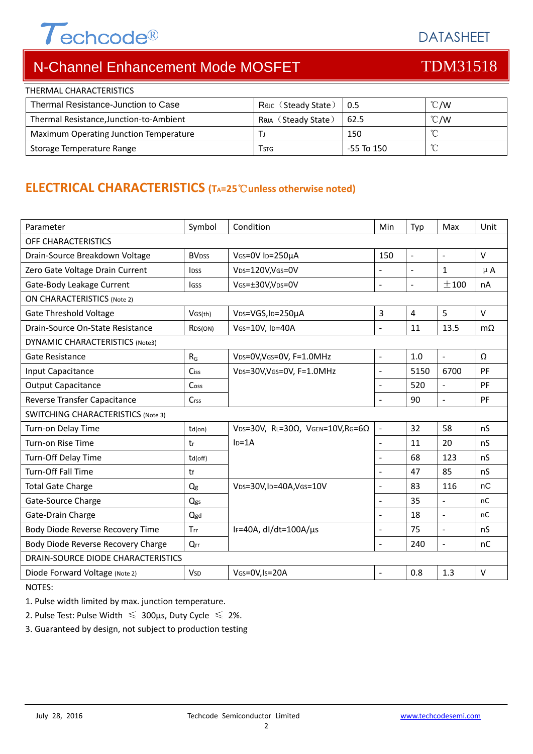THERMAL CHARACTERISTICS

| Thermal Resistance-Junction to Case | $R_{\theta JC}$ （Steady State） | 0.5 | ℃/W |
|---|---|---|---|
| Thermal Resistance,Junction-to-Ambient | $R_{\theta JA}$ （Steady State） | 62.5 | ℃/W |
| Maximum Operating Junction Temperature | $T_J$ | 150 | ℃ |
| Storage Temperature Range | $T_{STG}$ | -55 To 150 | ℃ |

## ELECTRICAL CHARACTERISTICS ($T_A$=25℃unless otherwise noted)

| Parameter | Symbol | Condition | Min | Typ | Max | Unit |
|---|---|---|---|---|---|---|
| OFF CHARACTERISTICS | | | | | | |
| Drain-Source Breakdown Voltage | $BV_{DSS}$ | $V_{GS}$=0V $I_D$=250μA | 150 | - | - | V |
| Zero Gate Voltage Drain Current | $I_{DSS}$ | $V_{DS}$=120V,$V_{GS}$=0V | - | - | 1 | μA |
| Gate-Body Leakage Current | $I_{GSS}$ | $V_{GS}$=±30V,$V_{DS}$=0V | - | - | ±100 | nA |
| ON CHARACTERISTICS (Note 2) | | | | | | |
| Gate Threshold Voltage | $V_{GS(th)}$ | $V_{DS}$=VGS,$I_D$=250μA | 3 | 4 | 5 | V |
| Drain-Source On-State Resistance | $R_{DS(ON)}$ | $V_{GS}$=10V, $I_D$=40A | - | 11 | 13.5 | mΩ |
| DYNAMIC CHARACTERISTICS (Note3) | | | | | | |
| Gate Resistance | $R_G$ | $V_{DS}$=0V,$V_{GS}$=0V, F=1.0MHz | - | 1.0 | - | Ω |
| Input Capacitance | $C_{iss}$ | $V_{DS}$=30V,$V_{GS}$=0V, F=1.0MHz | - | 5150 | 6700 | PF |
| Output Capacitance | $C_{oss}$ | | - | 520 | - | PF |
| Reverse Transfer Capacitance | $C_{rss}$ | | - | 90 | - | PF |
| SWITCHING CHARACTERISTICS (Note 3) | | | | | | |
| Turn-on Delay Time | $t_{d(on)}$ | $V_{DS}$=30V, $R_L$=30Ω, $V_{GEN}$=10V,$R_G$=6Ω $I_D$=1A | - | 32 | 58 | nS |
| Turn-on Rise Time | $t_r$ | | - | 11 | 20 | nS |
| Turn-Off Delay Time | $t_{d(off)}$ | | - | 68 | 123 | nS |
| Turn-Off Fall Time | $t_f$ | | - | 47 | 85 | nS |
| Total Gate Charge | $Q_g$ | $V_{DS}$=30V,$I_D$=40A,$V_{GS}$=10V | - | 83 | 116 | nC |
| Gate-Source Charge | $Q_{gs}$ | | - | 35 | - | nC |
| Gate-Drain Charge | $Q_{gd}$ | | - | 18 | - | nC |
| Body Diode Reverse Recovery Time | $T_{rr}$ | $I_F$=40A, dI/dt=100A/μs | - | 75 | - | nS |
| Body Diode Reverse Recovery Charge | $Q_{rr}$ | | - | 240 | - | nC |
| DRAIN-SOURCE DIODE CHARACTERISTICS | | | | | | |
| Diode Forward Voltage (Note 2) | $V_{SD}$ | $V_{GS}$=0V,$I_S$=20A | - | 0.8 | 1.3 | V |

NOTES:

1. Pulse width limited by max. junction temperature.
2. Pulse Test: Pulse Width ≤ 300μs, Duty Cycle ≤ 2%.
3. Guaranteed by design, not subject to production testing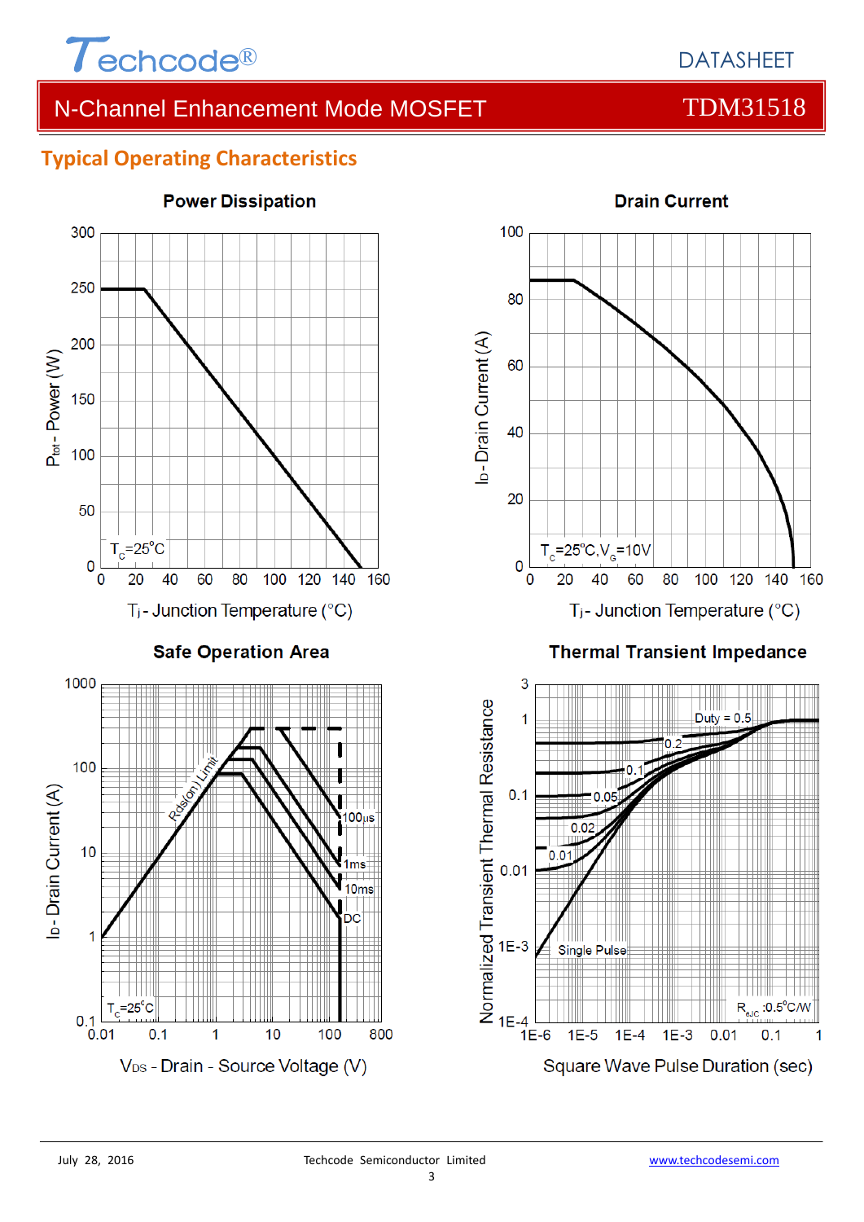## Typical Operating Characteristics

### Power Dissipation

$P_{tot}$ - Power (W)

$T_C$=25°C

$T_j$ - Junction Temperature (°C)

### Drain Current

$I_D$ - Drain Current (A)

$T_C$=25°C, $V_G$=10V

$T_j$ - Junction Temperature (°C)

### Safe Operation Area

$I_D$ - Drain Current (A)

Rds(on) Limit

100μs

1ms

10ms

DC

$T_C$=25°C

$V_{DS}$ - Drain - Source Voltage (V)

### Thermal Transient Impedance

Normalized Transient Thermal Resistance

Duty = 0.5

0.2

0.1

0.05

0.02

0.01

Single Pulse

$R_{\theta JC}$ :0.5°C/W

Square Wave Pulse Duration (sec)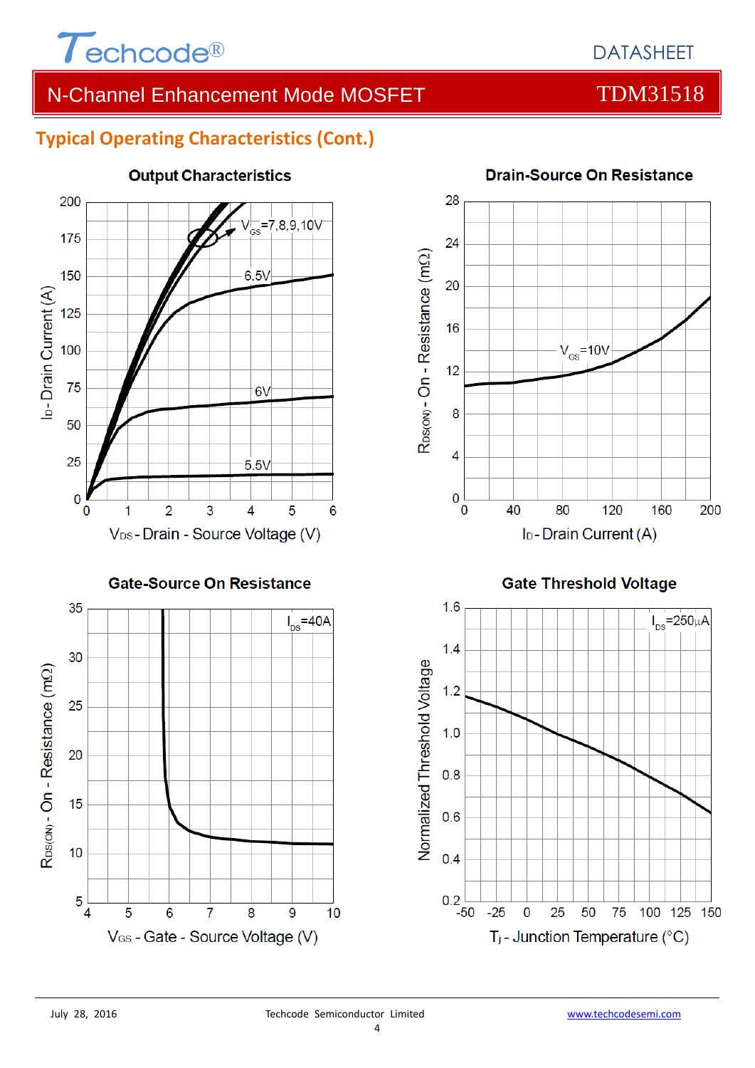## Typical Operating Characteristics (Cont.)

**Output Characteristics**

$V_{GS}$=7,8,9,10V

6.5V

6V

5.5V

$I_D$ - Drain Current (A)

$V_{DS}$ - Drain - Source Voltage (V)

**Drain-Source On Resistance**

$V_{GS}$=10V

$R_{DS(ON)}$ - On - Resistance (mΩ)

$I_D$ - Drain Current (A)

**Gate-Source On Resistance**

$I_{DS}$=40A

$R_{DS(ON)}$ - On - Resistance (mΩ)

$V_{GS}$ - Gate - Source Voltage (V)

**Gate Threshold Voltage**

$I_{DS}$=250μA

Normalized Threshold Voltage

$T_j$ - Junction Temperature (°C)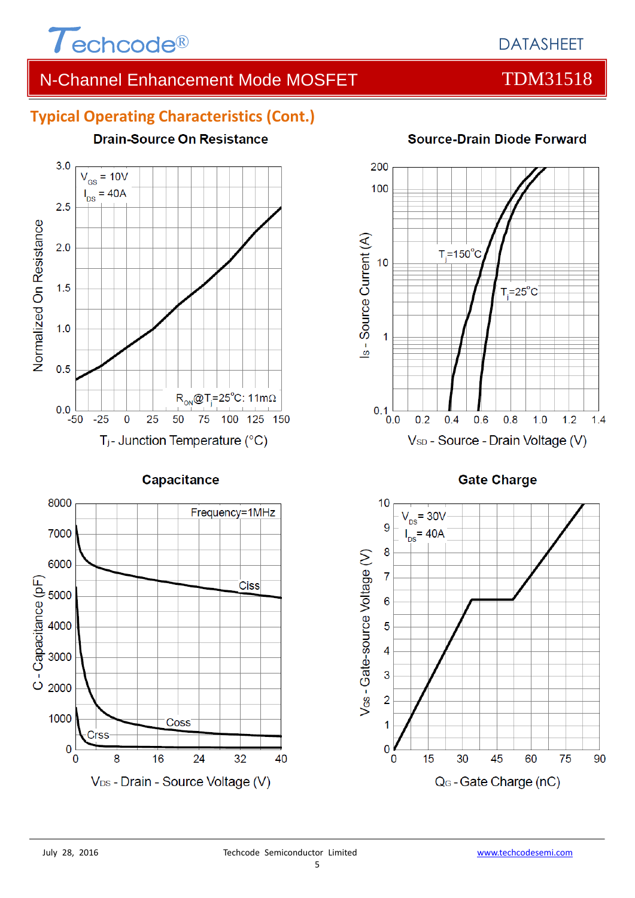## Typical Operating Characteristics (Cont.)

**Drain-Source On Resistance**

$V_{GS}$ = 10V
$I_{DS}$ = 40A

$R_{ON}$@$T_j$=25°C: 11mΩ

Normalized On Resistance

$T_j$ - Junction Temperature (°C)

**Source-Drain Diode Forward**

$T_j$=150°C
$T_j$=25°C

$I_S$ - Source Current (A)

$V_{SD}$ - Source - Drain Voltage (V)

**Capacitance**

Frequency=1MHz

Ciss
Coss
Crss

C - Capacitance (pF)

$V_{DS}$ - Drain - Source Voltage (V)

**Gate Charge**

$V_{DS}$ = 30V
$I_{DS}$ = 40A

$V_{GS}$ - Gate-source Voltage (V)

$Q_G$ - Gate Charge (nC)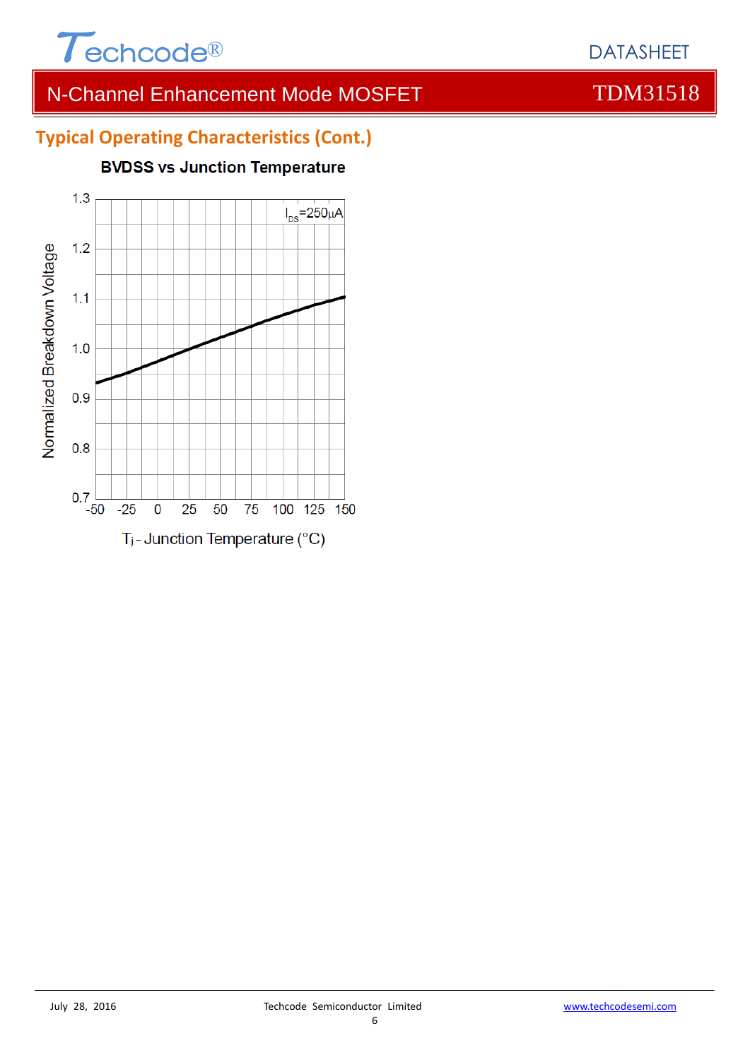## Typical Operating Characteristics (Cont.)

**BVDSS vs Junction Temperature**

$I_{DS}$=250μA

Normalized Breakdown Voltage

$T_j$ - Junction Temperature (°C)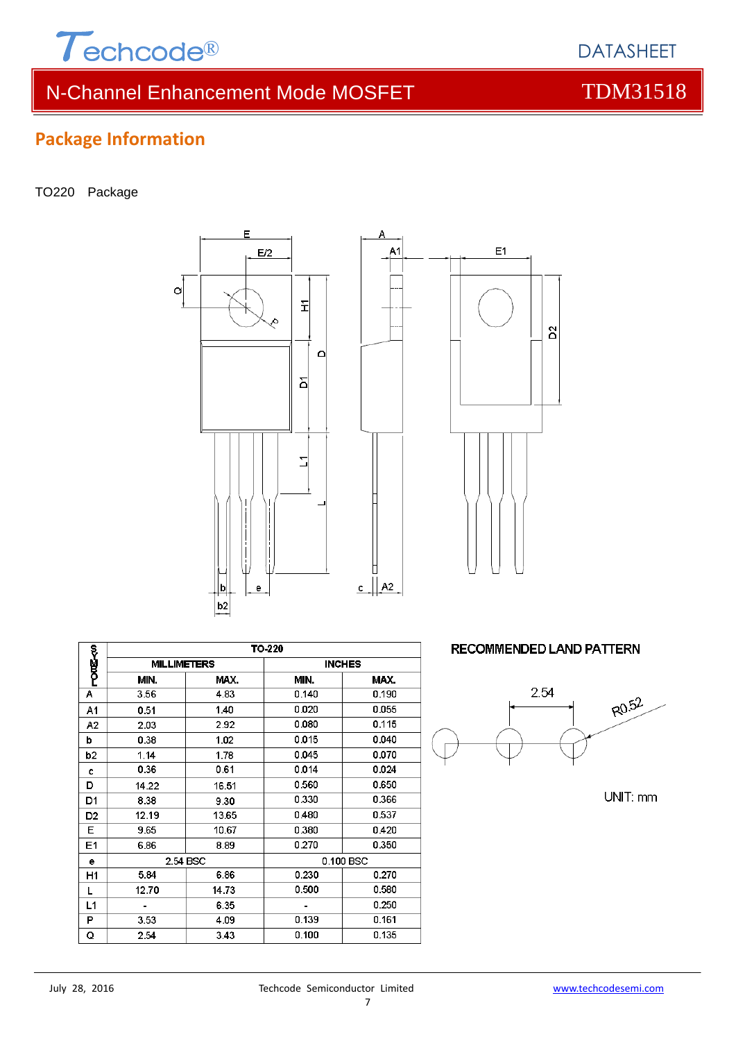## Package Information

TO220 Package

| SYMBOL | TO-220 | | | |
|---|---|---|---|---|
| | MILLIMETERS | | INCHES | |
| | MIN. | MAX. | MIN. | MAX. |
| A | 3.56 | 4.83 | 0.140 | 0.190 |
| A1 | 0.51 | 1.40 | 0.020 | 0.055 |
| A2 | 2.03 | 2.92 | 0.080 | 0.115 |
| b | 0.38 | 1.02 | 0.015 | 0.040 |
| b2 | 1.14 | 1.78 | 0.045 | 0.070 |
| c | 0.36 | 0.61 | 0.014 | 0.024 |
| D | 14.22 | 16.51 | 0.560 | 0.650 |
| D1 | 8.38 | 9.30 | 0.330 | 0.366 |
| D2 | 12.19 | 13.65 | 0.480 | 0.537 |
| E | 9.65 | 10.67 | 0.380 | 0.420 |
| E1 | 6.86 | 8.89 | 0.270 | 0.350 |
| e | 2.54 BSC | | 0.100 BSC | |
| H1 | 5.84 | 6.86 | 0.230 | 0.270 |
| L | 12.70 | 14.73 | 0.500 | 0.580 |
| L1 | - | 6.35 | - | 0.250 |
| P | 3.53 | 4.09 | 0.139 | 0.161 |
| Q | 2.54 | 3.43 | 0.100 | 0.135 |

RECOMMENDED LAND PATTERN

2.54

R0.52

UNIT: mm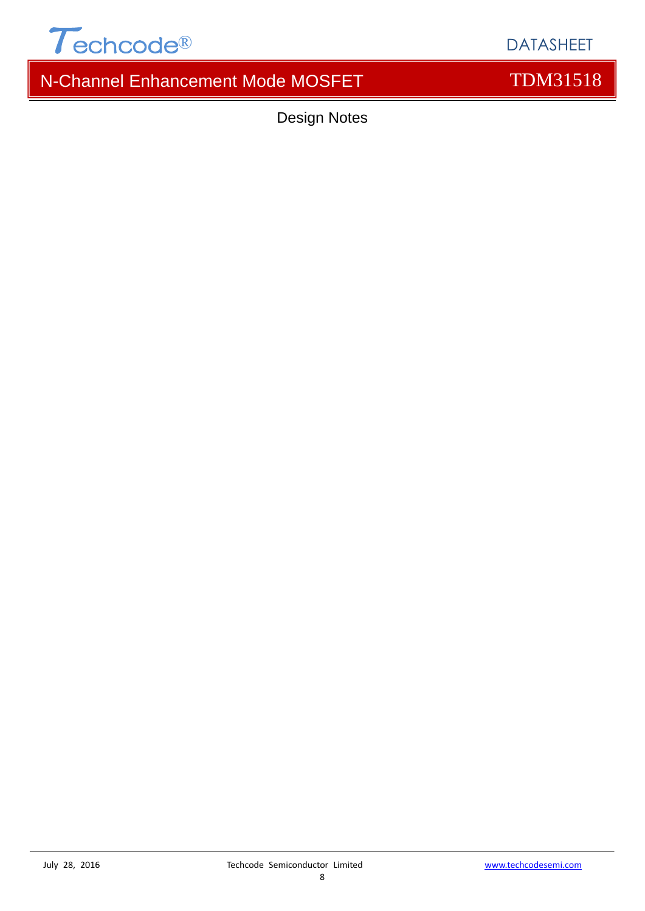Design Notes